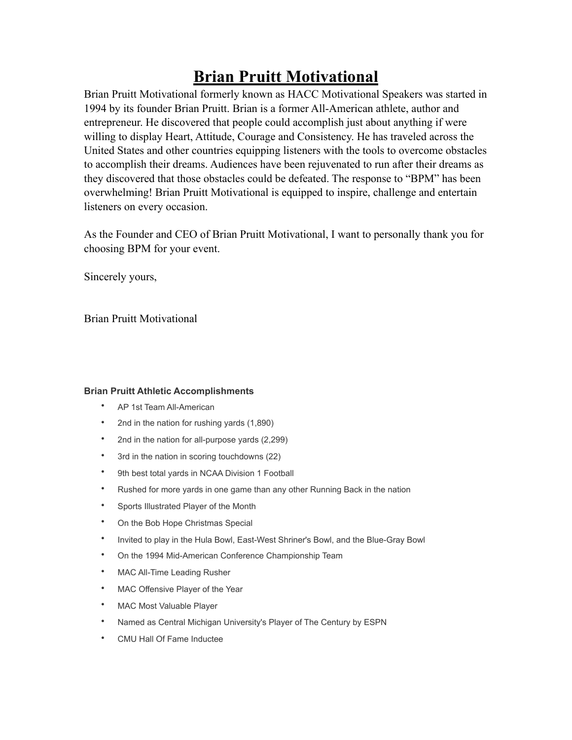# Brian Pruitt Motivational

Brian Pruitt Motivational formerly known as HACC Motivational Speakers was started in 1994 by its founder Brian Pruitt. Brian is a former All-American athlete, author and entrepreneur. He discovered that people could accomplish just about anything if were willing to display Heart, Attitude, Courage and Consistency. He has traveled across the United States and other countries equipping listeners with the tools to overcome obstacles to accomplish their dreams. Audiences have been rejuvenated to run after their dreams as they discovered that those obstacles could be defeated. The response to "BPM" has been overwhelming! Brian Pruitt Motivational is equipped to inspire, challenge and entertain listeners on every occasion.

As the Founder and CEO of Brian Pruitt Motivational, I want to personally thank you for choosing BPM for your event.

Sincerely yours,

Brian Pruitt Motivational

**Brian Pruitt Athletic Accomplishments**

- AP 1st Team All-American
- 2nd in the nation for rushing yards (1,890)
- 2nd in the nation for all-purpose yards (2,299)
- 3rd in the nation in scoring touchdowns (22)
- 9th best total yards in NCAA Division 1 Football
- Rushed for more yards in one game than any other Running Back in the nation
- Sports Illustrated Player of the Month
- On the Bob Hope Christmas Special
- Invited to play in the Hula Bowl, East-West Shriner's Bowl, and the Blue-Gray Bowl
- On the 1994 Mid-American Conference Championship Team
- MAC All-Time Leading Rusher
- MAC Offensive Player of the Year
- MAC Most Valuable Player
- Named as Central Michigan University's Player of The Century by ESPN
- CMU Hall Of Fame Inductee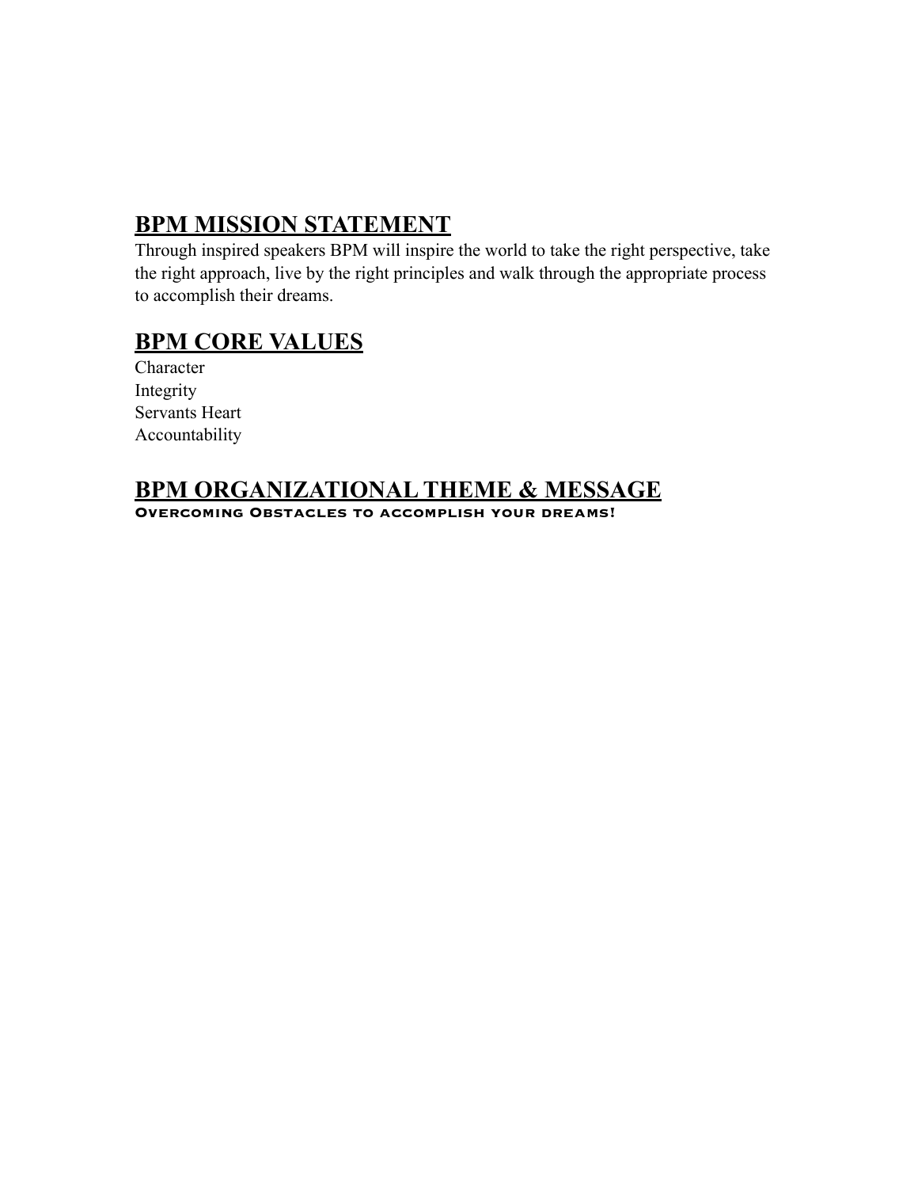## BPM MISSION STATEMENT

Through inspired speakers BPM will inspire the world to take the right perspective, take the right approach, live by the right principles and walk through the appropriate process to accomplish their dreams.

## BPM CORE VALUES

Character
Integrity
Servants Heart
Accountability

## BPM ORGANIZATIONAL THEME & MESSAGE

**Overcoming Obstacles to accomplish your dreams!**